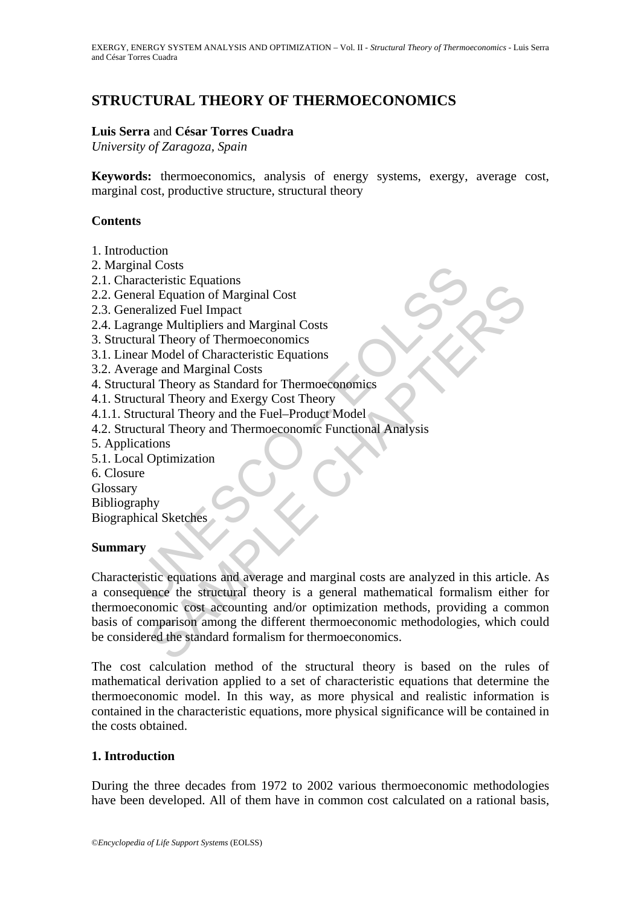# STRUCTURAL THEORY OF THERMOECONOMICS

**Luis Serra** and **César Torres Cuadra**

*University of Zaragoza, Spain*

**Keywords:** thermoeconomics, analysis of energy systems, exergy, average cost, marginal cost, productive structure, structural theory

## Contents

1. Introduction
2. Marginal Costs
2.1. Characteristic Equations
2.2. General Equation of Marginal Cost
2.3. Generalized Fuel Impact
2.4. Lagrange Multipliers and Marginal Costs
3. Structural Theory of Thermoeconomics
3.1. Linear Model of Characteristic Equations
3.2. Average and Marginal Costs
4. Structural Theory as Standard for Thermoeconomics
4.1. Structural Theory and Exergy Cost Theory
4.1.1. Structural Theory and the Fuel–Product Model
4.2. Structural Theory and Thermoeconomic Functional Analysis
5. Applications
5.1. Local Optimization
6. Closure

Glossary

Bibliography

Biographical Sketches

## Summary

Characteristic equations and average and marginal costs are analyzed in this article. As a consequence the structural theory is a general mathematical formalism either for thermoeconomic cost accounting and/or optimization methods, providing a common basis of comparison among the different thermoeconomic methodologies, which could be considered the standard formalism for thermoeconomics.

The cost calculation method of the structural theory is based on the rules of mathematical derivation applied to a set of characteristic equations that determine the thermoeconomic model. In this way, as more physical and realistic information is contained in the characteristic equations, more physical significance will be contained in the costs obtained.

## 1. Introduction

During the three decades from 1972 to 2002 various thermoeconomic methodologies have been developed. All of them have in common cost calculated on a rational basis,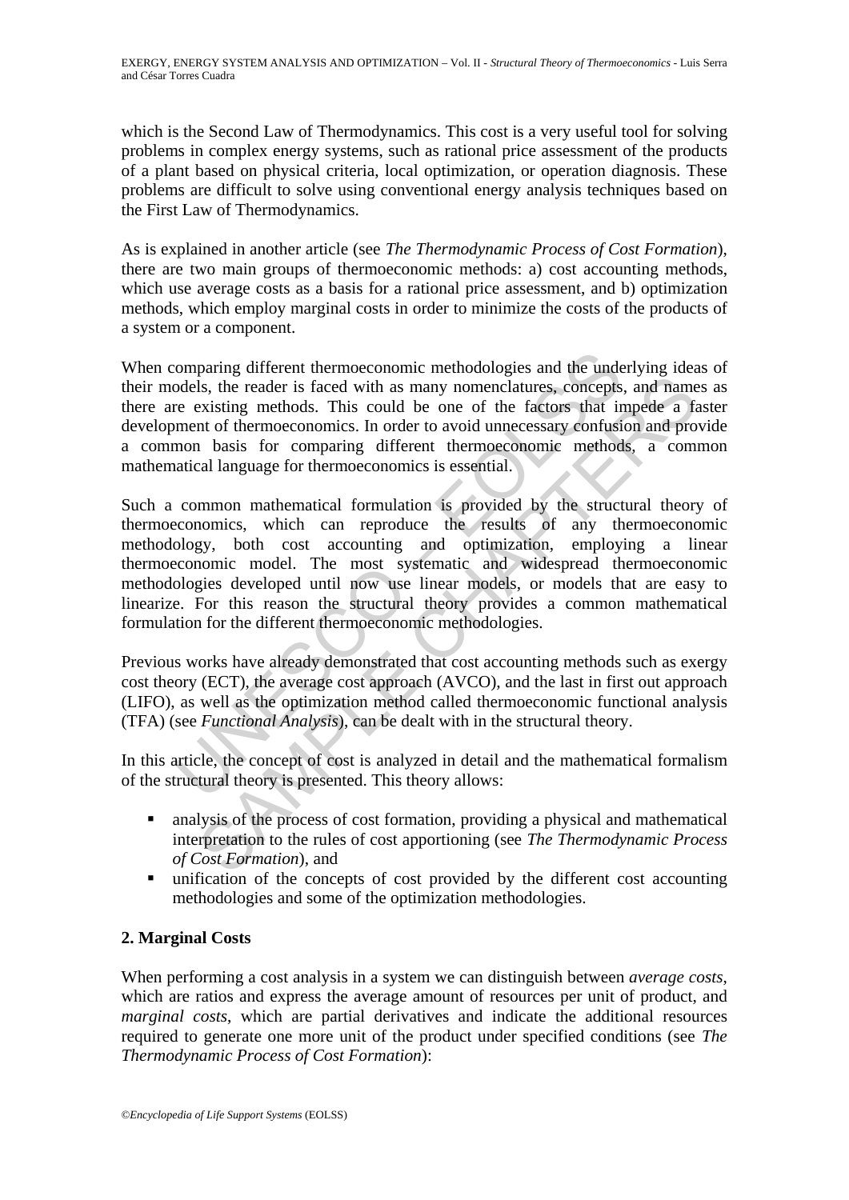which is the Second Law of Thermodynamics. This cost is a very useful tool for solving problems in complex energy systems, such as rational price assessment of the products of a plant based on physical criteria, local optimization, or operation diagnosis. These problems are difficult to solve using conventional energy analysis techniques based on the First Law of Thermodynamics.

As is explained in another article (see *The Thermodynamic Process of Cost Formation*), there are two main groups of thermoeconomic methods: a) cost accounting methods, which use average costs as a basis for a rational price assessment, and b) optimization methods, which employ marginal costs in order to minimize the costs of the products of a system or a component.

When comparing different thermoeconomic methodologies and the underlying ideas of their models, the reader is faced with as many nomenclatures, concepts, and names as there are existing methods. This could be one of the factors that impede a faster development of thermoeconomics. In order to avoid unnecessary confusion and provide a common basis for comparing different thermoeconomic methods, a common mathematical language for thermoeconomics is essential.

Such a common mathematical formulation is provided by the structural theory of thermoeconomics, which can reproduce the results of any thermoeconomic methodology, both cost accounting and optimization, employing a linear thermoeconomic model. The most systematic and widespread thermoeconomic methodologies developed until now use linear models, or models that are easy to linearize. For this reason the structural theory provides a common mathematical formulation for the different thermoeconomic methodologies.

Previous works have already demonstrated that cost accounting methods such as exergy cost theory (ECT), the average cost approach (AVCO), and the last in first out approach (LIFO), as well as the optimization method called thermoeconomic functional analysis (TFA) (see *Functional Analysis*), can be dealt with in the structural theory.

In this article, the concept of cost is analyzed in detail and the mathematical formalism of the structural theory is presented. This theory allows:

- analysis of the process of cost formation, providing a physical and mathematical interpretation to the rules of cost apportioning (see *The Thermodynamic Process of Cost Formation*), and
- unification of the concepts of cost provided by the different cost accounting methodologies and some of the optimization methodologies.

## 2. Marginal Costs

When performing a cost analysis in a system we can distinguish between *average costs*, which are ratios and express the average amount of resources per unit of product, and *marginal costs*, which are partial derivatives and indicate the additional resources required to generate one more unit of the product under specified conditions (see *The Thermodynamic Process of Cost Formation*):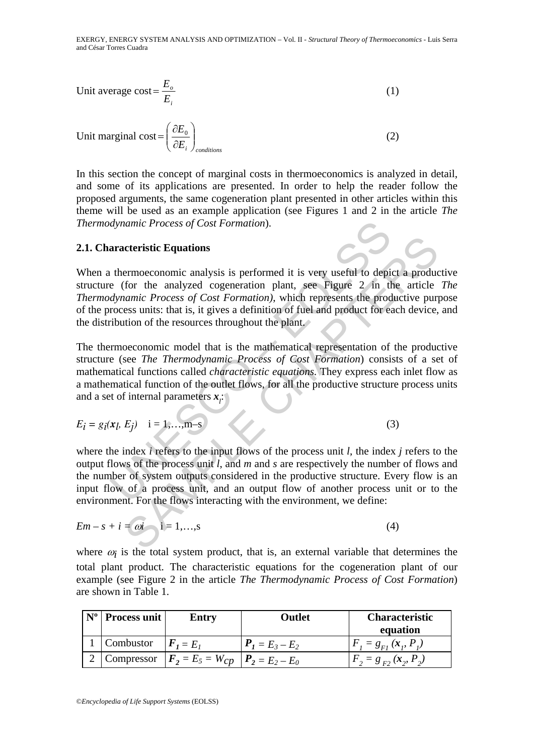$$\text{Unit average cost} = \frac{E_o}{E_i} \tag{1}$$

$$\text{Unit marginal cost} = \left(\frac{\partial E_0}{\partial E_i}\right)_{conditions} \tag{2}$$

In this section the concept of marginal costs in thermoeconomics is analyzed in detail, and some of its applications are presented. In order to help the reader follow the proposed arguments, the same cogeneration plant presented in other articles within this theme will be used as an example application (see Figures 1 and 2 in the article *The Thermodynamic Process of Cost Formation*).

### 2.1. Characteristic Equations

When a thermoeconomic analysis is performed it is very useful to depict a productive structure (for the analyzed cogeneration plant, see Figure 2 in the article *The Thermodynamic Process of Cost Formation)*, which represents the productive purpose of the process units: that is, it gives a definition of fuel and product for each device, and the distribution of the resources throughout the plant.

The thermoeconomic model that is the mathematical representation of the productive structure (see *The Thermodynamic Process of Cost Formation*) consists of a set of mathematical functions called *characteristic equations*. They express each inlet flow as a mathematical function of the outlet flows, for all the productive structure process units and a set of internal parameters $\boldsymbol{x}_l$:

$$E_i = g_i(\boldsymbol{x}_l, E_j) \quad i = 1,\ldots,m\text{–}s \tag{3}$$

where the index *i* refers to the input flows of the process unit *l*, the index *j* refers to the output flows of the process unit *l*, and *m* and *s* are respectively the number of flows and the number of system outputs considered in the productive structure. Every flow is an input flow of a process unit, and an output flow of another process unit or to the environment. For the flows interacting with the environment, we define:

$$E_{m-s+i} = \omega_i \quad i = 1,\ldots,s \tag{4}$$

where $\omega_i$ is the total system product, that is, an external variable that determines the total plant product. The characteristic equations for the cogeneration plant of our example (see Figure 2 in the article *The Thermodynamic Process of Cost Formation*) are shown in Table 1.

| Nº | Process unit | Entry | Outlet | Characteristic equation |
|---|---|---|---|---|
| 1 | Combustor | $\boldsymbol{F_1} = E_1$ | $\boldsymbol{P_1} = E_3 - E_2$ | $F_1 = g_{F1}(\boldsymbol{x}_1, P_1)$ |
| 2 | Compressor | $\boldsymbol{F_2} = E_5 = W_{CP}$ | $\boldsymbol{P_2} = E_2 - E_0$ | $F_2 = g_{F2}(\boldsymbol{x}_2, P_2)$ |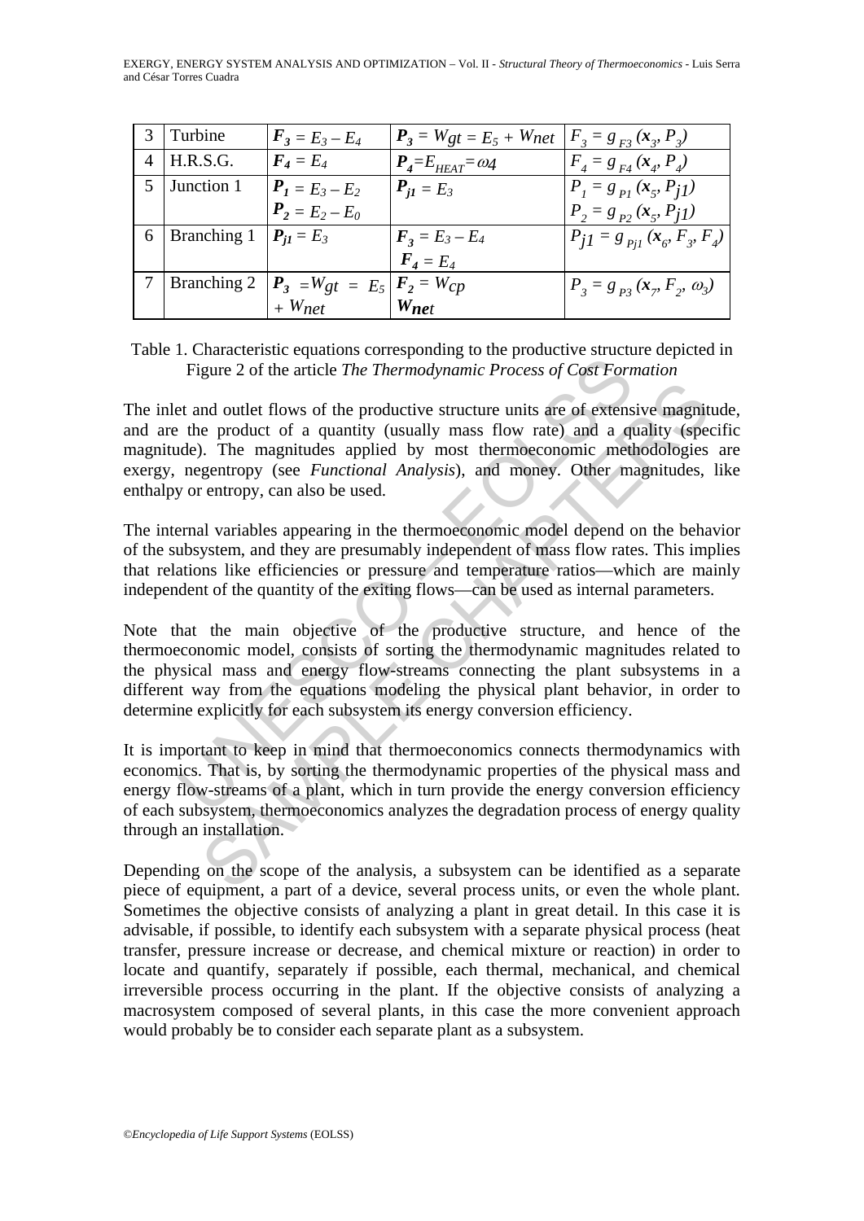| 3 | Turbine | $\boldsymbol{F_3} = E_3 - E_4$ | $\boldsymbol{P_3} = W_{gt} = E_5 + W_{net}$ | $F_3 = g_{F3}(\boldsymbol{x_3}, P_3)$ |
|---|---|---|---|---|
| 4 | H.R.S.G. | $\boldsymbol{F_4} = E_4$ | $\boldsymbol{P_4} = E_{HEAT} = \omega_4$ | $F_4 = g_{F4}(\boldsymbol{x_4}, P_4)$ |
| 5 | Junction 1 | $\boldsymbol{P_1} = E_3 - E_2$<br>$\boldsymbol{P_2} = E_2 - E_0$ | $\boldsymbol{P_{j1}} = E_3$ | $P_1 = g_{P1}(\boldsymbol{x_5}, P_{j1})$<br>$P_2 = g_{P2}(\boldsymbol{x_5}, P_{j1})$ |
| 6 | Branching 1 | $\boldsymbol{P_{j1}} = E_3$ | $\boldsymbol{F_3} = E_3 - E_4$<br>$\boldsymbol{F_4} = E_4$ | $P_{j1} = g_{Pj1}(\boldsymbol{x_6}, F_3, F_4)$ |
| 7 | Branching 2 | $\boldsymbol{P_3} = W_{gt} = E_5 + W_{net}$ | $\boldsymbol{F_2} = W_{cp}$<br>$\boldsymbol{W_{net}}$ | $P_3 = g_{P3}(\boldsymbol{x_7}, F_2, \omega_3)$ |

Table 1. Characteristic equations corresponding to the productive structure depicted in Figure 2 of the article *The Thermodynamic Process of Cost Formation*

The inlet and outlet flows of the productive structure units are of extensive magnitude, and are the product of a quantity (usually mass flow rate) and a quality (specific magnitude). The magnitudes applied by most thermoeconomic methodologies are exergy, negentropy (see *Functional Analysis*), and money. Other magnitudes, like enthalpy or entropy, can also be used.

The internal variables appearing in the thermoeconomic model depend on the behavior of the subsystem, and they are presumably independent of mass flow rates. This implies that relations like efficiencies or pressure and temperature ratios—which are mainly independent of the quantity of the exiting flows—can be used as internal parameters.

Note that the main objective of the productive structure, and hence of the thermoeconomic model, consists of sorting the thermodynamic magnitudes related to the physical mass and energy flow-streams connecting the plant subsystems in a different way from the equations modeling the physical plant behavior, in order to determine explicitly for each subsystem its energy conversion efficiency.

It is important to keep in mind that thermoeconomics connects thermodynamics with economics. That is, by sorting the thermodynamic properties of the physical mass and energy flow-streams of a plant, which in turn provide the energy conversion efficiency of each subsystem, thermoeconomics analyzes the degradation process of energy quality through an installation.

Depending on the scope of the analysis, a subsystem can be identified as a separate piece of equipment, a part of a device, several process units, or even the whole plant. Sometimes the objective consists of analyzing a plant in great detail. In this case it is advisable, if possible, to identify each subsystem with a separate physical process (heat transfer, pressure increase or decrease, and chemical mixture or reaction) in order to locate and quantify, separately if possible, each thermal, mechanical, and chemical irreversible process occurring in the plant. If the objective consists of analyzing a macrosystem composed of several plants, in this case the more convenient approach would probably be to consider each separate plant as a subsystem.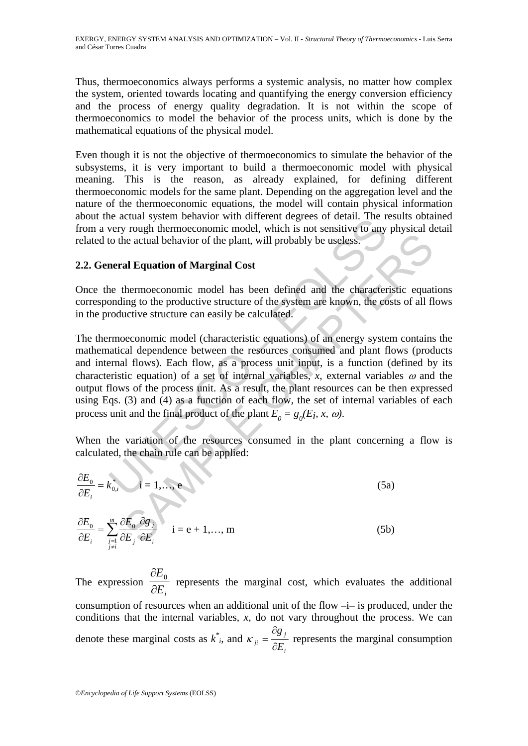Thus, thermoeconomics always performs a systemic analysis, no matter how complex the system, oriented towards locating and quantifying the energy conversion efficiency and the process of energy quality degradation. It is not within the scope of thermoeconomics to model the behavior of the process units, which is done by the mathematical equations of the physical model.

Even though it is not the objective of thermoeconomics to simulate the behavior of the subsystems, it is very important to build a thermoeconomic model with physical meaning. This is the reason, as already explained, for defining different thermoeconomic models for the same plant. Depending on the aggregation level and the nature of the thermoeconomic equations, the model will contain physical information about the actual system behavior with different degrees of detail. The results obtained from a very rough thermoeconomic model, which is not sensitive to any physical detail related to the actual behavior of the plant, will probably be useless.

## 2.2. General Equation of Marginal Cost

Once the thermoeconomic model has been defined and the characteristic equations corresponding to the productive structure of the system are known, the costs of all flows in the productive structure can easily be calculated.

The thermoeconomic model (characteristic equations) of an energy system contains the mathematical dependence between the resources consumed and plant flows (products and internal flows). Each flow, as a process unit input, is a function (defined by its characteristic equation) of a set of internal variables, $x$, external variables $\omega$ and the output flows of the process unit. As a result, the plant resources can be then expressed using Eqs. (3) and (4) as a function of each flow, the set of internal variables of each process unit and the final product of the plant $E_0 = g_0(E_i, x, \omega)$.

When the variation of the resources consumed in the plant concerning a flow is calculated, the chain rule can be applied:

$$\frac{\partial E_0}{\partial E_i} = k^*_{0,i} \qquad i = 1,\ldots, e \tag{5a}$$

$$\frac{\partial E_0}{\partial E_i} = \sum_{\substack{j=1 \\ j\neq i}}^{m} \frac{\partial E_0}{\partial E_j}\frac{\partial g_j}{\partial E_i} \qquad i = e + 1,\ldots, m \tag{5b}$$

The expression $\frac{\partial E_0}{\partial E_i}$ represents the marginal cost, which evaluates the additional consumption of resources when an additional unit of the flow –i– is produced, under the conditions that the internal variables, $x$, do not vary throughout the process. We can denote these marginal costs as $k^*_i$, and $\kappa_{ji} = \frac{\partial g_j}{\partial E_i}$ represents the marginal consumption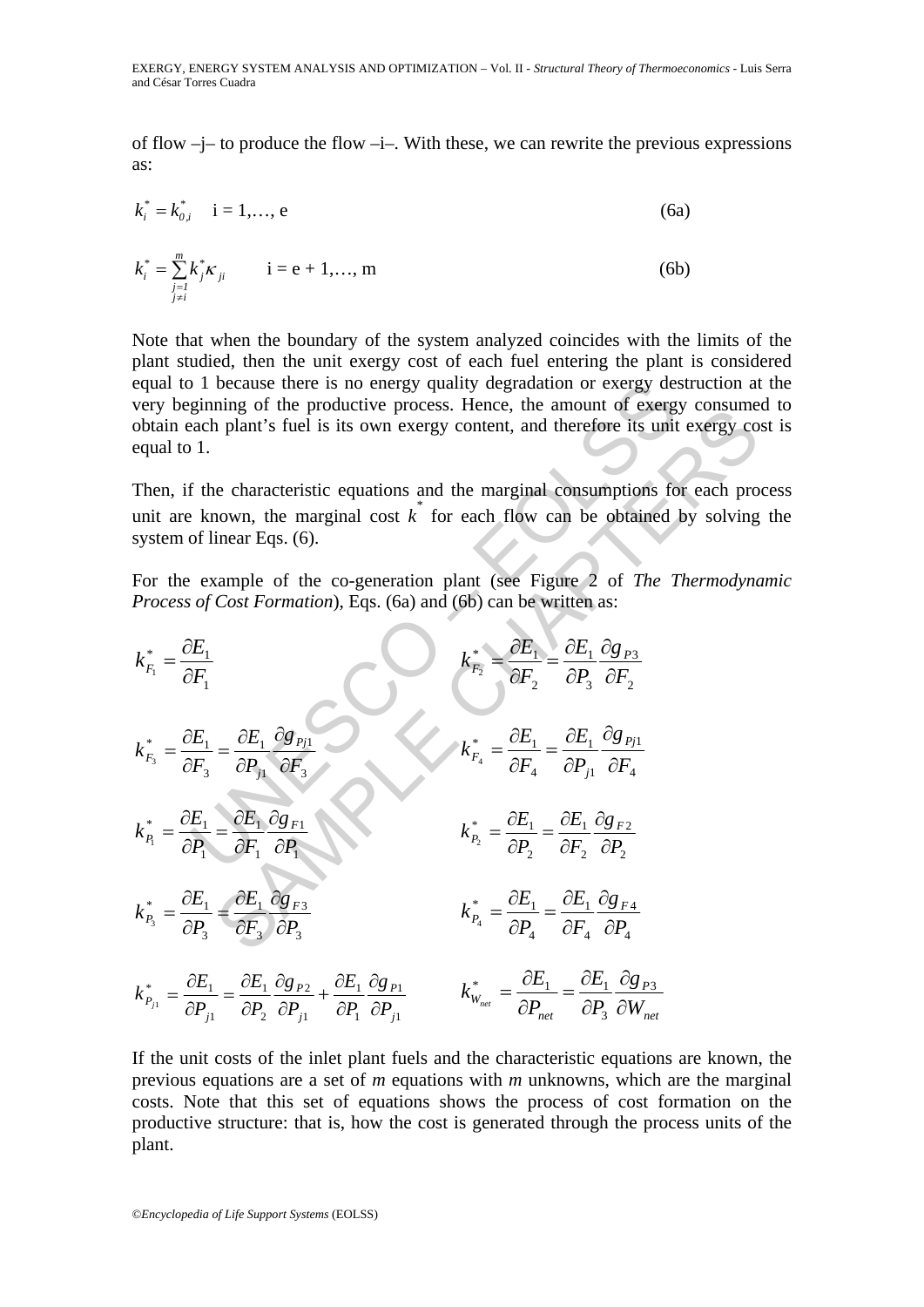of flow –j– to produce the flow –i–. With these, we can rewrite the previous expressions as:

$$k_i^* = k_{0,i}^* \quad \text{i = 1,…, e} \tag{6a}$$

$$k_i^* = \sum_{\substack{j=1 \\ j \neq i}}^{m} k_j^* \kappa_{ji} \qquad \text{i = e + 1,…, m} \tag{6b}$$

Note that when the boundary of the system analyzed coincides with the limits of the plant studied, then the unit exergy cost of each fuel entering the plant is considered equal to 1 because there is no energy quality degradation or exergy destruction at the very beginning of the productive process. Hence, the amount of exergy consumed to obtain each plant's fuel is its own exergy content, and therefore its unit exergy cost is equal to 1.

Then, if the characteristic equations and the marginal consumptions for each process unit are known, the marginal cost $k^*$ for each flow can be obtained by solving the system of linear Eqs. (6).

For the example of the co-generation plant (see Figure 2 of *The Thermodynamic Process of Cost Formation*), Eqs. (6a) and (6b) can be written as:

$$k_{F_1}^* = \frac{\partial E_1}{\partial F_1} \qquad\qquad k_{F_2}^* = \frac{\partial E_1}{\partial F_2} = \frac{\partial E_1}{\partial P_3}\frac{\partial g_{P3}}{\partial F_2}$$

$$k_{F_3}^* = \frac{\partial E_1}{\partial F_3} = \frac{\partial E_1}{\partial P_{j1}}\frac{\partial g_{Pj1}}{\partial F_3} \qquad\qquad k_{F_4}^* = \frac{\partial E_1}{\partial F_4} = \frac{\partial E_1}{\partial P_{j1}}\frac{\partial g_{Pj1}}{\partial F_4}$$

$$k_{P_1}^* = \frac{\partial E_1}{\partial P_1} = \frac{\partial E_1}{\partial F_1}\frac{\partial g_{F1}}{\partial P_1} \qquad\qquad k_{P_2}^* = \frac{\partial E_1}{\partial P_2} = \frac{\partial E_1}{\partial F_2}\frac{\partial g_{F2}}{\partial P_2}$$

$$k_{P_3}^* = \frac{\partial E_1}{\partial P_3} = \frac{\partial E_1}{\partial F_3}\frac{\partial g_{F3}}{\partial P_3} \qquad\qquad k_{P_4}^* = \frac{\partial E_1}{\partial P_4} = \frac{\partial E_1}{\partial F_4}\frac{\partial g_{F4}}{\partial P_4}$$

$$k_{P_{j1}}^* = \frac{\partial E_1}{\partial P_{j1}} = \frac{\partial E_1}{\partial P_2}\frac{\partial g_{P2}}{\partial P_{j1}} + \frac{\partial E_1}{\partial P_1}\frac{\partial g_{P1}}{\partial P_{j1}} \qquad\qquad k_{W_{net}}^* = \frac{\partial E_1}{\partial P_{net}} = \frac{\partial E_1}{\partial P_3}\frac{\partial g_{P3}}{\partial W_{net}}$$

If the unit costs of the inlet plant fuels and the characteristic equations are known, the previous equations are a set of *m* equations with *m* unknowns, which are the marginal costs. Note that this set of equations shows the process of cost formation on the productive structure: that is, how the cost is generated through the process units of the plant.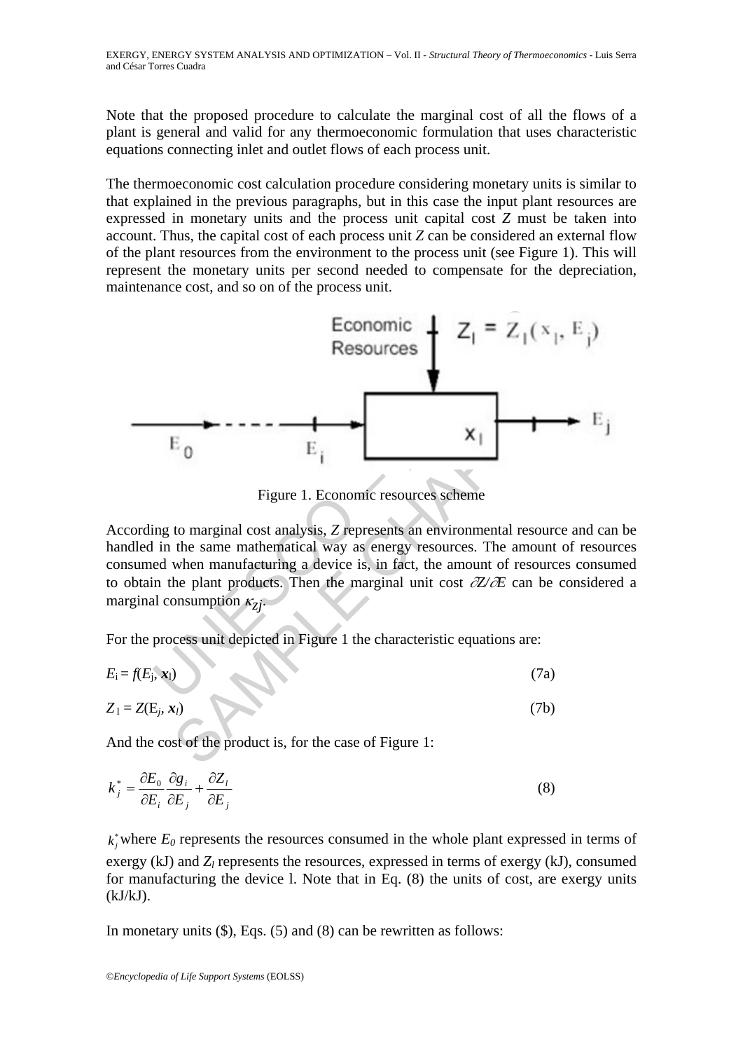Note that the proposed procedure to calculate the marginal cost of all the flows of a plant is general and valid for any thermoeconomic formulation that uses characteristic equations connecting inlet and outlet flows of each process unit.

The thermoeconomic cost calculation procedure considering monetary units is similar to that explained in the previous paragraphs, but in this case the input plant resources are expressed in monetary units and the process unit capital cost $Z$ must be taken into account. Thus, the capital cost of each process unit $Z$ can be considered an external flow of the plant resources from the environment to the process unit (see Figure 1). This will represent the monetary units per second needed to compensate for the depreciation, maintenance cost, and so on of the process unit.

Figure 1. Economic resources scheme

According to marginal cost analysis, $Z$ represents an environmental resource and can be handled in the same mathematical way as energy resources. The amount of resources consumed when manufacturing a device is, in fact, the amount of resources consumed to obtain the plant products. Then the marginal unit cost $\partial Z/\partial E$ can be considered a marginal consumption $\kappa_{Zj}$.

For the process unit depicted in Figure 1 the characteristic equations are:

$$E_i = f(E_j, \mathbf{x}_l) \tag{7a}$$

$$Z_1 = Z(E_j, \mathbf{x}_l) \tag{7b}$$

And the cost of the product is, for the case of Figure 1:

$$k_j^* = \frac{\partial E_0}{\partial E_i}\frac{\partial g_i}{\partial E_j} + \frac{\partial Z_l}{\partial E_j} \tag{8}$$

$k_j^*$ where $E_0$ represents the resources consumed in the whole plant expressed in terms of exergy (kJ) and $Z_l$ represents the resources, expressed in terms of exergy (kJ), consumed for manufacturing the device l. Note that in Eq. (8) the units of cost, are exergy units (kJ/kJ).

In monetary units ($), Eqs. (5) and (8) can be rewritten as follows: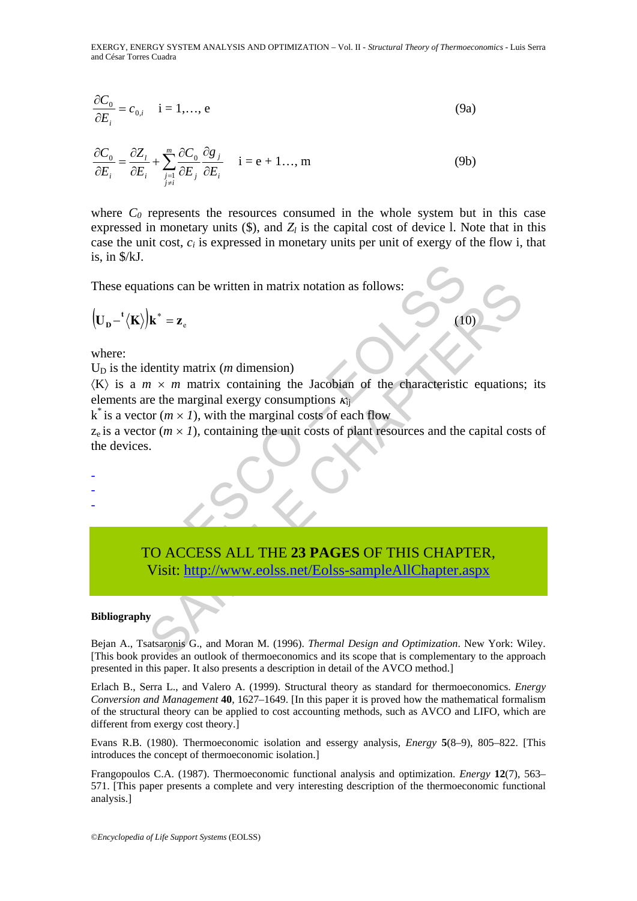$$\frac{\partial C_0}{\partial E_i} = c_{0,i} \quad \text{i = 1,…, e} \tag{9a}$$

$$\frac{\partial C_0}{\partial E_i} = \frac{\partial Z_l}{\partial E_i} + \sum_{\substack{j=1 \\ j \neq i}}^{m} \frac{\partial C_0}{\partial E_j} \frac{\partial g_j}{\partial E_i} \quad \text{i = e + 1…, m} \tag{9b}$$

where $C_0$ represents the resources consumed in the whole system but in this case expressed in monetary units ($), and $Z_l$ is the capital cost of device l. Note that in this case the unit cost, $c_i$ is expressed in monetary units per unit of exergy of the flow i, that is, in $/kJ.

These equations can be written in matrix notation as follows:

$$\left(\mathbf{U_D} - {}^{\mathbf{t}}\langle \mathbf{K} \rangle\right)\mathbf{k}^* = \mathbf{z}_e \tag{10}$$

where:

$U_D$ is the identity matrix ($m$ dimension)

$\langle K \rangle$ is a $m \times m$ matrix containing the Jacobian of the characteristic equations; its elements are the marginal exergy consumptions $\kappa_{ij}$

$k^*$ is a vector ($m \times 1$), with the marginal costs of each flow

$z_e$ is a vector ($m \times 1$), containing the unit costs of plant resources and the capital costs of the devices.

-
-
-

TO ACCESS ALL THE **23 PAGES** OF THIS CHAPTER,
Visit: http://www.eolss.net/Eolss-sampleAllChapter.aspx

#### Bibliography

Bejan A., Tsatsaronis G., and Moran M. (1996). *Thermal Design and Optimization*. New York: Wiley. [This book provides an outlook of thermoeconomics and its scope that is complementary to the approach presented in this paper. It also presents a description in detail of the AVCO method.]

Erlach B., Serra L., and Valero A. (1999). Structural theory as standard for thermoeconomics. *Energy Conversion and Management* **40**, 1627–1649. [In this paper it is proved how the mathematical formalism of the structural theory can be applied to cost accounting methods, such as AVCO and LIFO, which are different from exergy cost theory.]

Evans R.B. (1980). Thermoeconomic isolation and essergy analysis, *Energy* **5**(8–9), 805–822. [This introduces the concept of thermoeconomic isolation.]

Frangopoulos C.A. (1987). Thermoeconomic functional analysis and optimization. *Energy* **12**(7), 563–571. [This paper presents a complete and very interesting description of the thermoeconomic functional analysis.]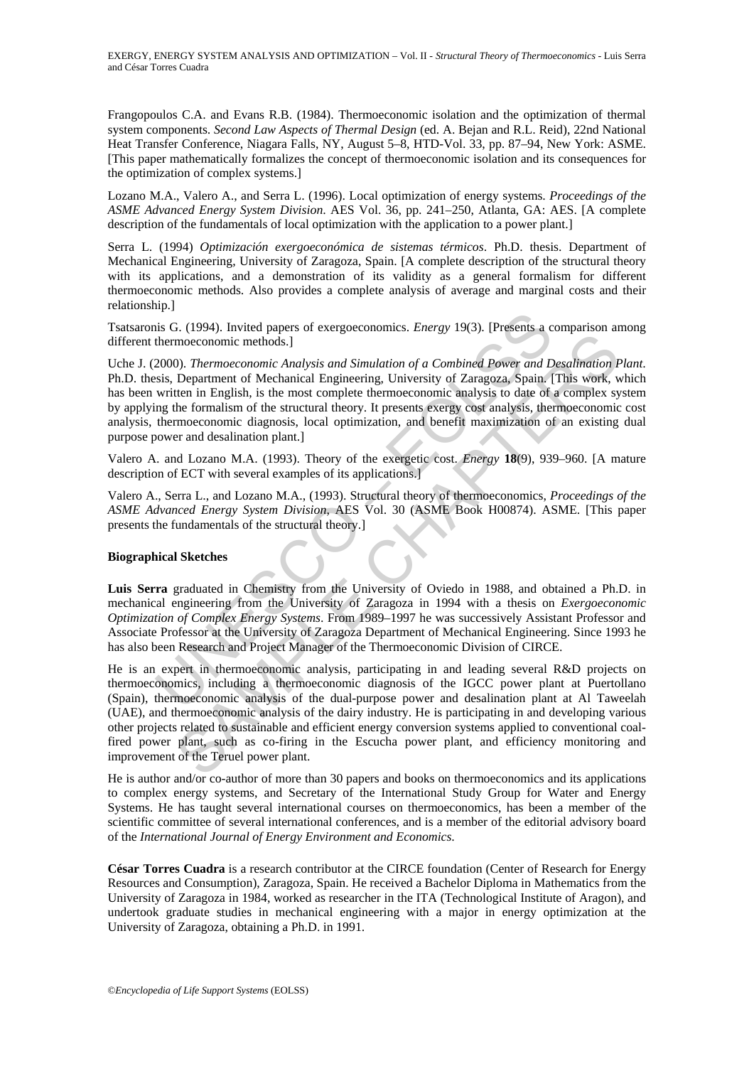Frangopoulos C.A. and Evans R.B. (1984). Thermoeconomic isolation and the optimization of thermal system components. *Second Law Aspects of Thermal Design* (ed. A. Bejan and R.L. Reid), 22nd National Heat Transfer Conference, Niagara Falls, NY, August 5–8, HTD-Vol. 33, pp. 87–94, New York: ASME. [This paper mathematically formalizes the concept of thermoeconomic isolation and its consequences for the optimization of complex systems.]

Lozano M.A., Valero A., and Serra L. (1996). Local optimization of energy systems. *Proceedings of the ASME Advanced Energy System Division*. AES Vol. 36, pp. 241–250, Atlanta, GA: AES. [A complete description of the fundamentals of local optimization with the application to a power plant.]

Serra L. (1994) *Optimización exergoeconómica de sistemas térmicos*. Ph.D. thesis. Department of Mechanical Engineering, University of Zaragoza, Spain. [A complete description of the structural theory with its applications, and a demonstration of its validity as a general formalism for different thermoeconomic methods. Also provides a complete analysis of average and marginal costs and their relationship.]

Tsatsaronis G. (1994). Invited papers of exergoeconomics. *Energy* 19(3). [Presents a comparison among different thermoeconomic methods.]

Uche J. (2000). *Thermoeconomic Analysis and Simulation of a Combined Power and Desalination Plant*. Ph.D. thesis, Department of Mechanical Engineering, University of Zaragoza, Spain. [This work, which has been written in English, is the most complete thermoeconomic analysis to date of a complex system by applying the formalism of the structural theory. It presents exergy cost analysis, thermoeconomic cost analysis, thermoeconomic diagnosis, local optimization, and benefit maximization of an existing dual purpose power and desalination plant.]

Valero A. and Lozano M.A. (1993). Theory of the exergetic cost. *Energy* **18**(9), 939–960. [A mature description of ECT with several examples of its applications.]

Valero A., Serra L., and Lozano M.A., (1993). Structural theory of thermoeconomics, *Proceedings of the ASME Advanced Energy System Division*, AES Vol. 30 (ASME Book H00874). ASME. [This paper presents the fundamentals of the structural theory.]

**Biographical Sketches**

**Luis Serra** graduated in Chemistry from the University of Oviedo in 1988, and obtained a Ph.D. in mechanical engineering from the University of Zaragoza in 1994 with a thesis on *Exergoeconomic Optimization of Complex Energy Systems*. From 1989–1997 he was successively Assistant Professor and Associate Professor at the University of Zaragoza Department of Mechanical Engineering. Since 1993 he has also been Research and Project Manager of the Thermoeconomic Division of CIRCE.

He is an expert in thermoeconomic analysis, participating in and leading several R&D projects on thermoeconomics, including a thermoeconomic diagnosis of the IGCC power plant at Puertollano (Spain), thermoeconomic analysis of the dual-purpose power and desalination plant at Al Taweelah (UAE), and thermoeconomic analysis of the dairy industry. He is participating in and developing various other projects related to sustainable and efficient energy conversion systems applied to conventional coal-fired power plant, such as co-firing in the Escucha power plant, and efficiency monitoring and improvement of the Teruel power plant.

He is author and/or co-author of more than 30 papers and books on thermoeconomics and its applications to complex energy systems, and Secretary of the International Study Group for Water and Energy Systems. He has taught several international courses on thermoeconomics, has been a member of the scientific committee of several international conferences, and is a member of the editorial advisory board of the *International Journal of Energy Environment and Economics*.

**César Torres Cuadra** is a research contributor at the CIRCE foundation (Center of Research for Energy Resources and Consumption), Zaragoza, Spain. He received a Bachelor Diploma in Mathematics from the University of Zaragoza in 1984, worked as researcher in the ITA (Technological Institute of Aragon), and undertook graduate studies in mechanical engineering with a major in energy optimization at the University of Zaragoza, obtaining a Ph.D. in 1991.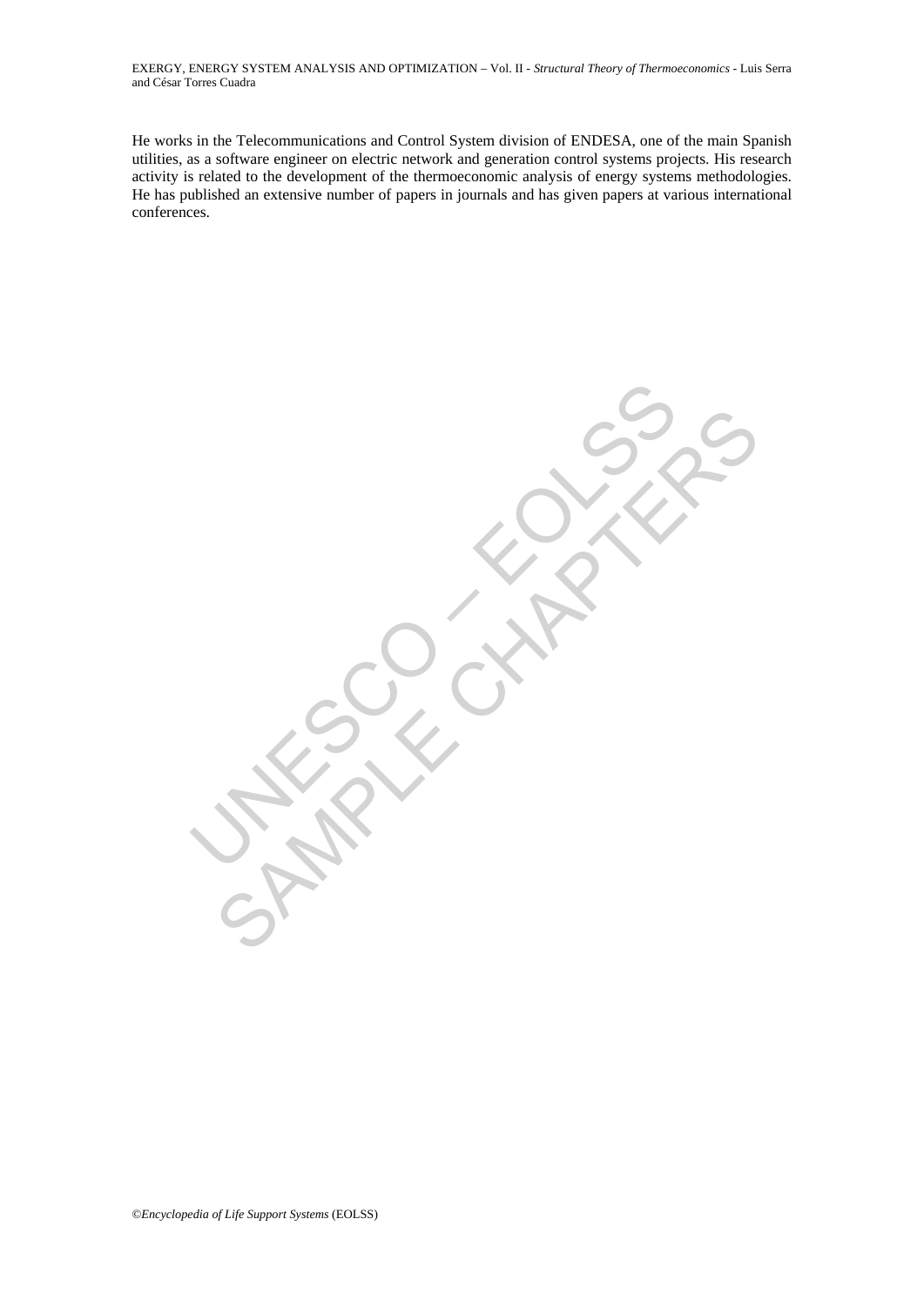He works in the Telecommunications and Control System division of ENDESA, one of the main Spanish utilities, as a software engineer on electric network and generation control systems projects. His research activity is related to the development of the thermoeconomic analysis of energy systems methodologies. He has published an extensive number of papers in journals and has given papers at various international conferences.